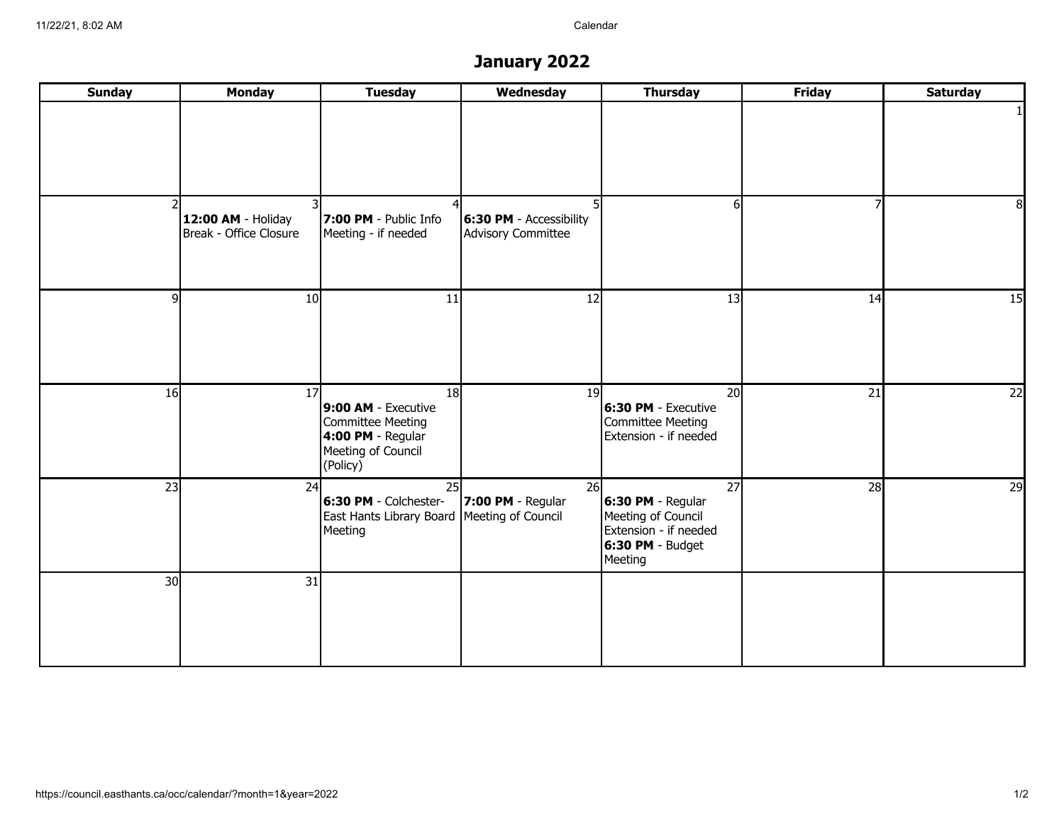# January 2022

| Sunday | Monday | Tuesday | Wednesday | Thursday | Friday | Saturday |
|---|---|---|---|---|---|---|
| | | | | | | 1 |
| 2 | 3<br>**12:00 AM** - Holiday Break - Office Closure | 4<br>**7:00 PM** - Public Info Meeting - if needed | 5<br>**6:30 PM** - Accessibility Advisory Committee | 6 | 7 | 8 |
| 9 | 10 | 11 | 12 | 13 | 14 | 15 |
| 16 | 17 | 18<br>**9:00 AM** - Executive Committee Meeting<br>**4:00 PM** - Regular Meeting of Council (Policy) | 19 | 20<br>**6:30 PM** - Executive Committee Meeting Extension - if needed | 21 | 22 |
| 23 | 24 | 25<br>**6:30 PM** - Colchester-East Hants Library Board Meeting | 26<br>**7:00 PM** - Regular Meeting of Council | 27<br>**6:30 PM** - Regular Meeting of Council Extension - if needed<br>**6:30 PM** - Budget Meeting | 28 | 29 |
| 30 | 31 | | | | | |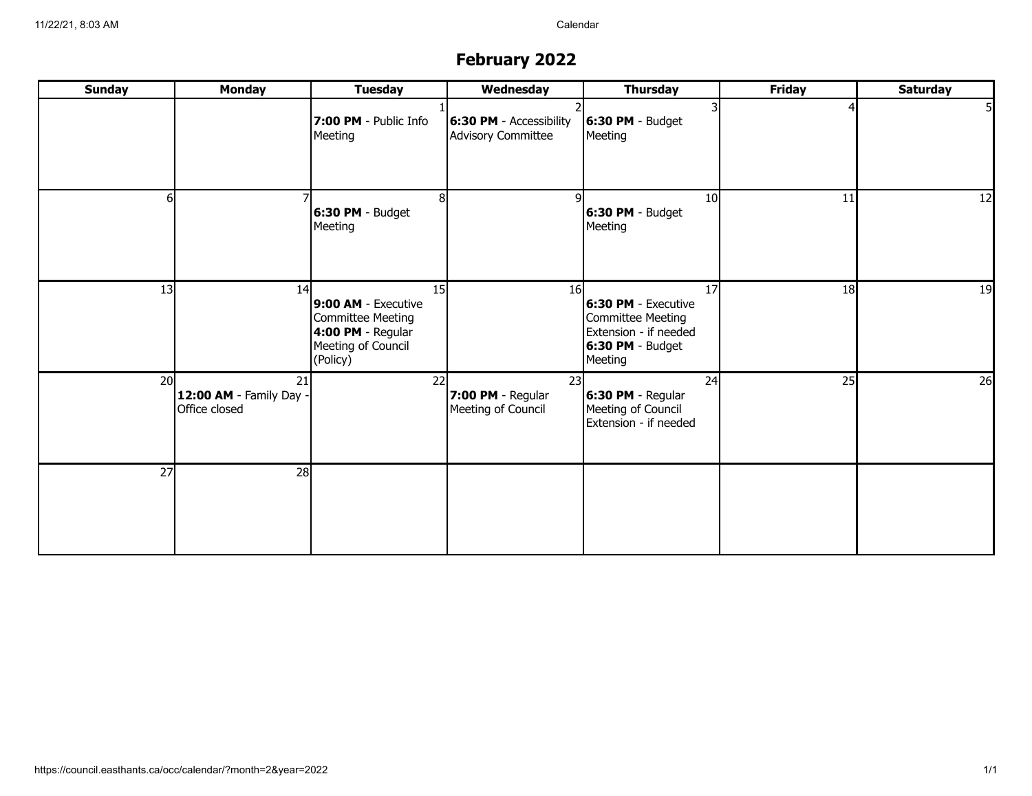# February 2022

| Sunday | Monday | Tuesday | Wednesday | Thursday | Friday | Saturday |
|---|---|---|---|---|---|---|
| | | 1 **7:00 PM** - Public Info Meeting | 2 **6:30 PM** - Accessibility Advisory Committee | 3 **6:30 PM** - Budget Meeting | 4 | 5 |
| 6 | 7 | 8 **6:30 PM** - Budget Meeting | 9 | 10 **6:30 PM** - Budget Meeting | 11 | 12 |
| 13 | 14 | 15 **9:00 AM** - Executive Committee Meeting **4:00 PM** - Regular Meeting of Council (Policy) | 16 | 17 **6:30 PM** - Executive Committee Meeting Extension - if needed **6:30 PM** - Budget Meeting | 18 | 19 |
| 20 | 21 **12:00 AM** - Family Day - Office closed | 22 | 23 **7:00 PM** - Regular Meeting of Council | 24 **6:30 PM** - Regular Meeting of Council Extension - if needed | 25 | 26 |
| 27 | 28 | | | | | |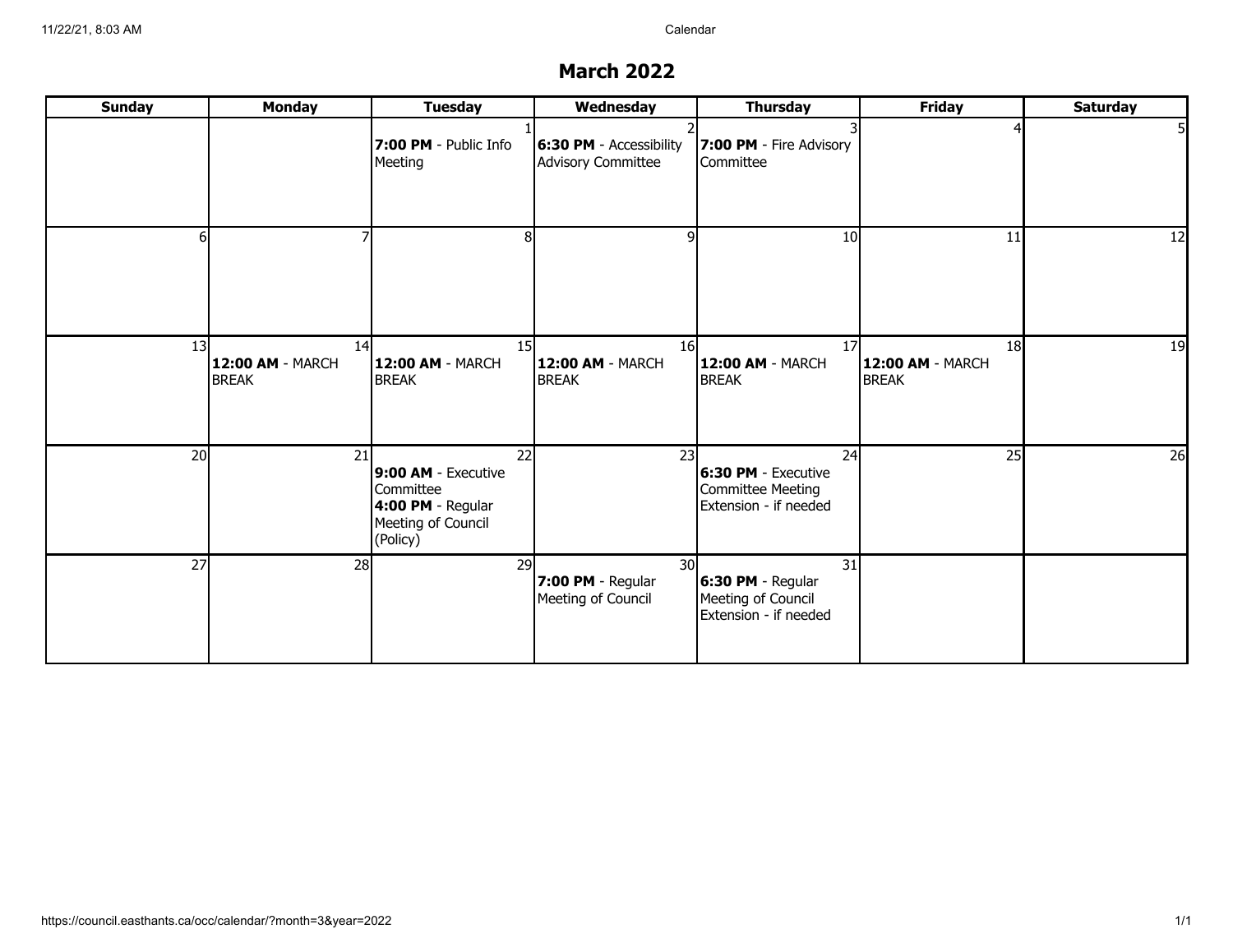# March 2022

| Sunday | Monday | Tuesday | Wednesday | Thursday | Friday | Saturday |
|---|---|---|---|---|---|---|
| | | 1 **7:00 PM** - Public Info Meeting | 2 **6:30 PM** - Accessibility Advisory Committee | 3 **7:00 PM** - Fire Advisory Committee | 4 | 5 |
| 6 | 7 | 8 | 9 | 10 | 11 | 12 |
| 13 | 14 **12:00 AM** - MARCH BREAK | 15 **12:00 AM** - MARCH BREAK | 16 **12:00 AM** - MARCH BREAK | 17 **12:00 AM** - MARCH BREAK | 18 **12:00 AM** - MARCH BREAK | 19 |
| 20 | 21 | 22 **9:00 AM** - Executive Committee **4:00 PM** - Regular Meeting of Council (Policy) | 23 | 24 **6:30 PM** - Executive Committee Meeting Extension - if needed | 25 | 26 |
| 27 | 28 | 29 | 30 **7:00 PM** - Regular Meeting of Council | 31 **6:30 PM** - Regular Meeting of Council Extension - if needed | | |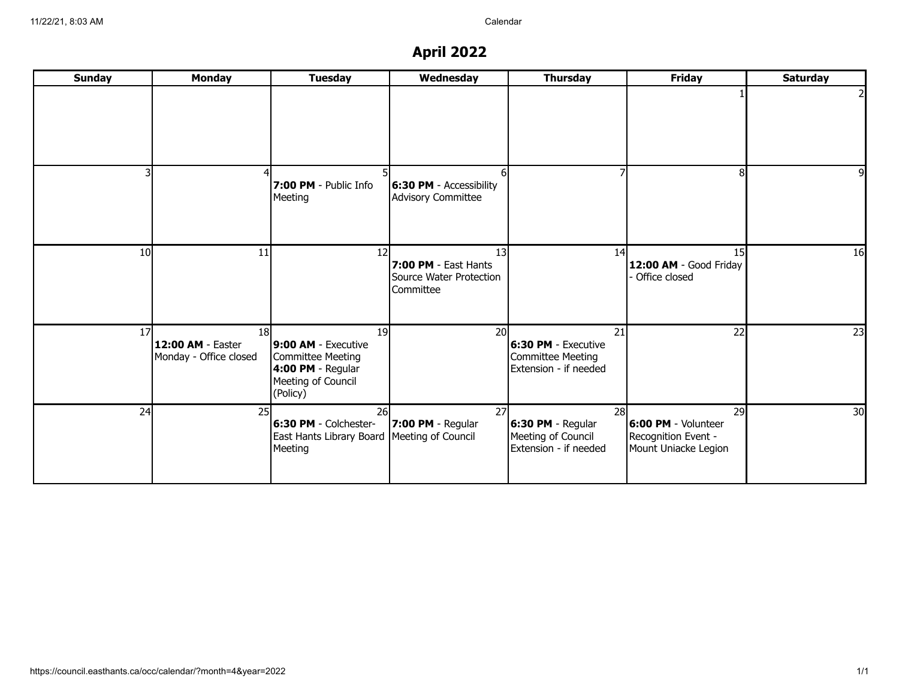# April 2022

| Sunday | Monday | Tuesday | Wednesday | Thursday | Friday | Saturday |
|---|---|---|---|---|---|---|
| | | | | | 1 | 2 |
| 3 | 4 | 5<br>**7:00 PM** - Public Info Meeting | 6<br>**6:30 PM** - Accessibility Advisory Committee | 7 | 8 | 9 |
| 10 | 11 | 12 | 13<br>**7:00 PM** - East Hants Source Water Protection Committee | 14 | 15<br>**12:00 AM** - Good Friday - Office closed | 16 |
| 17 | 18<br>**12:00 AM** - Easter Monday - Office closed | 19<br>**9:00 AM** - Executive Committee Meeting<br>**4:00 PM** - Regular Meeting of Council (Policy) | 20 | 21<br>**6:30 PM** - Executive Committee Meeting Extension - if needed | 22 | 23 |
| 24 | 25 | 26<br>**6:30 PM** - Colchester-East Hants Library Board Meeting | 27<br>**7:00 PM** - Regular Meeting of Council | 28<br>**6:30 PM** - Regular Meeting of Council Extension - if needed | 29<br>**6:00 PM** - Volunteer Recognition Event - Mount Uniacke Legion | 30 |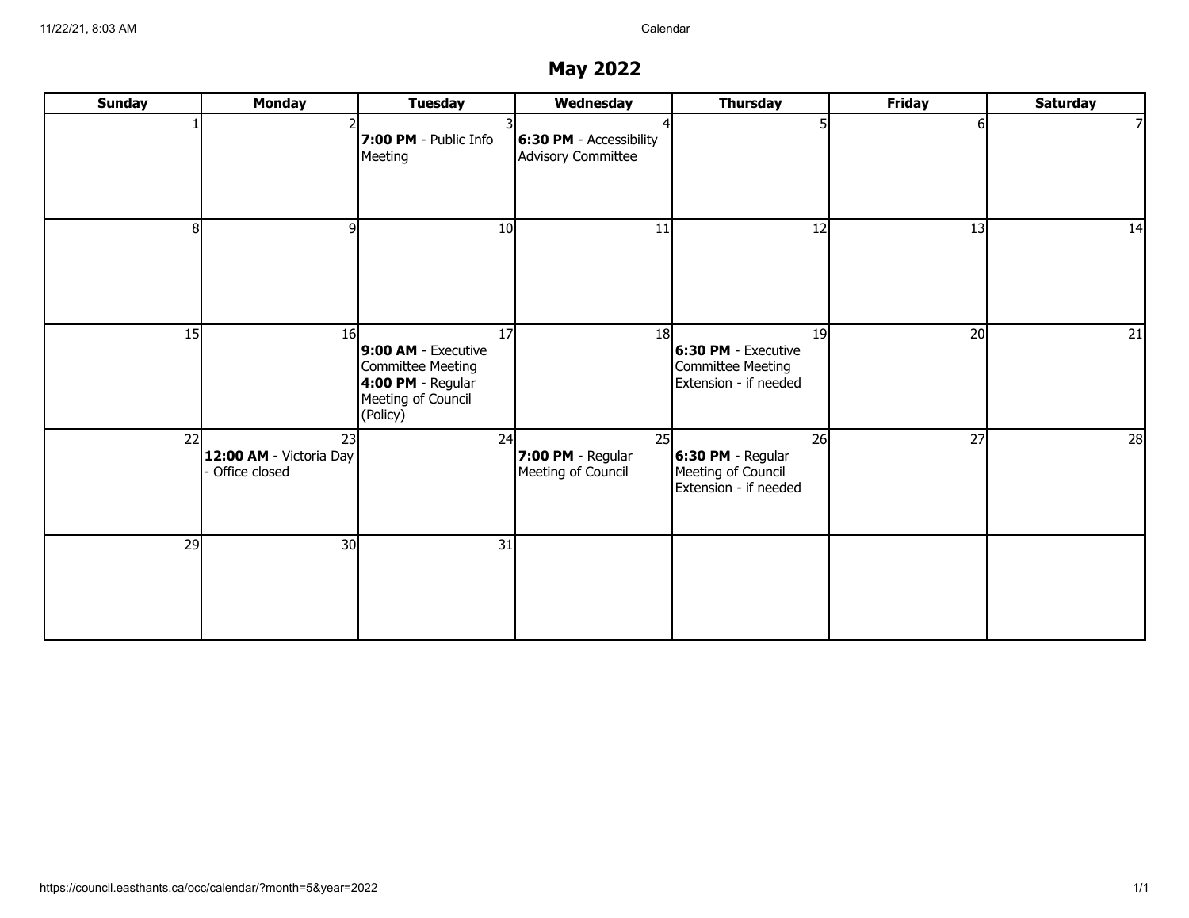# May 2022

| Sunday | Monday | Tuesday | Wednesday | Thursday | Friday | Saturday |
|---|---|---|---|---|---|---|
| 1 | 2 | 3<br>**7:00 PM** - Public Info Meeting | 4<br>**6:30 PM** - Accessibility Advisory Committee | 5 | 6 | 7 |
| 8 | 9 | 10 | 11 | 12 | 13 | 14 |
| 15 | 16 | 17<br>**9:00 AM** - Executive Committee Meeting<br>**4:00 PM** - Regular Meeting of Council (Policy) | 18 | 19<br>**6:30 PM** - Executive Committee Meeting Extension - if needed | 20 | 21 |
| 22 | 23<br>**12:00 AM** - Victoria Day - Office closed | 24 | 25<br>**7:00 PM** - Regular Meeting of Council | 26<br>**6:30 PM** - Regular Meeting of Council Extension - if needed | 27 | 28 |
| 29 | 30 | 31 | | | | |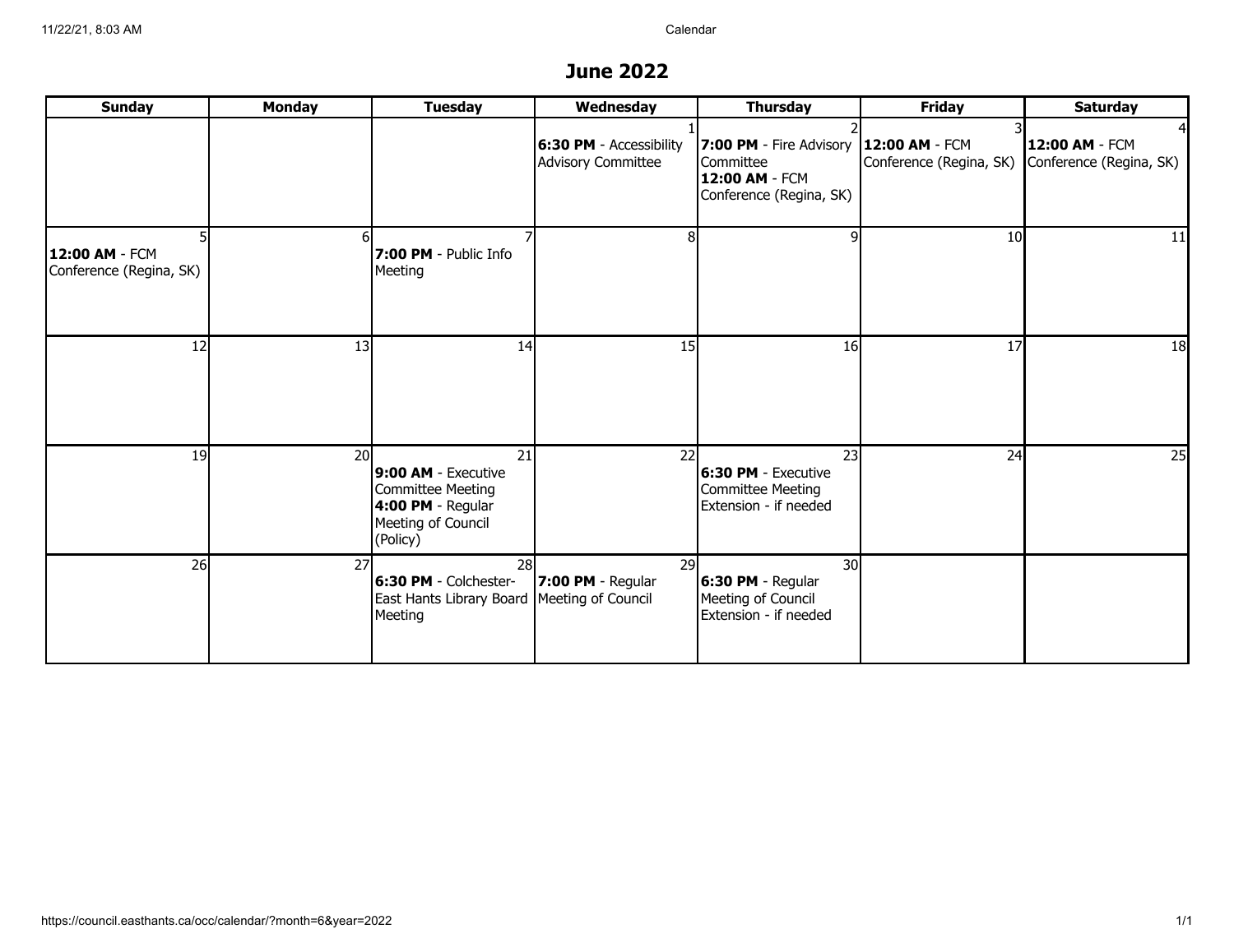# June 2022

| Sunday | Monday | Tuesday | Wednesday | Thursday | Friday | Saturday |
|---|---|---|---|---|---|---|
| | | | 1<br>**6:30 PM** - Accessibility Advisory Committee | 2<br>**7:00 PM** - Fire Advisory Committee<br>**12:00 AM** - FCM Conference (Regina, SK) | 3<br>**12:00 AM** - FCM Conference (Regina, SK) | 4<br>**12:00 AM** - FCM Conference (Regina, SK) |
| 5<br>**12:00 AM** - FCM Conference (Regina, SK) | 6 | 7<br>**7:00 PM** - Public Info Meeting | 8 | 9 | 10 | 11 |
| 12 | 13 | 14 | 15 | 16 | 17 | 18 |
| 19 | 20 | 21<br>**9:00 AM** - Executive Committee Meeting<br>**4:00 PM** - Regular Meeting of Council (Policy) | 22 | 23<br>**6:30 PM** - Executive Committee Meeting Extension - if needed | 24 | 25 |
| 26 | 27 | 28<br>**6:30 PM** - Colchester-East Hants Library Board Meeting | 29<br>**7:00 PM** - Regular Meeting of Council | 30<br>**6:30 PM** - Regular Meeting of Council Extension - if needed | | |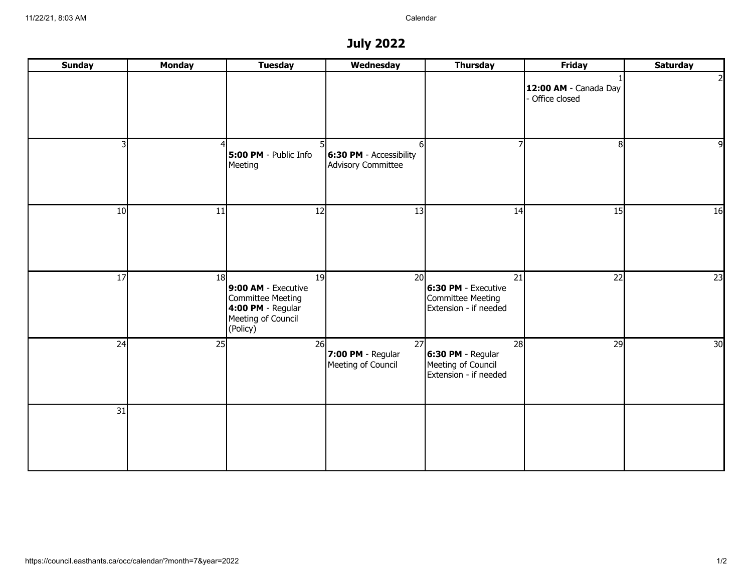# July 2022

| Sunday | Monday | Tuesday | Wednesday | Thursday | Friday | Saturday |
|---|---|---|---|---|---|---|
| | | | | | 1 **12:00 AM** - Canada Day - Office closed | 2 |
| 3 | 4 | 5 **5:00 PM** - Public Info Meeting | 6 **6:30 PM** - Accessibility Advisory Committee | 7 | 8 | 9 |
| 10 | 11 | 12 | 13 | 14 | 15 | 16 |
| 17 | 18 | 19 **9:00 AM** - Executive Committee Meeting **4:00 PM** - Regular Meeting of Council (Policy) | 20 | 21 **6:30 PM** - Executive Committee Meeting Extension - if needed | 22 | 23 |
| 24 | 25 | 26 | 27 **7:00 PM** - Regular Meeting of Council | 28 **6:30 PM** - Regular Meeting of Council Extension - if needed | 29 | 30 |
| 31 | | | | | | |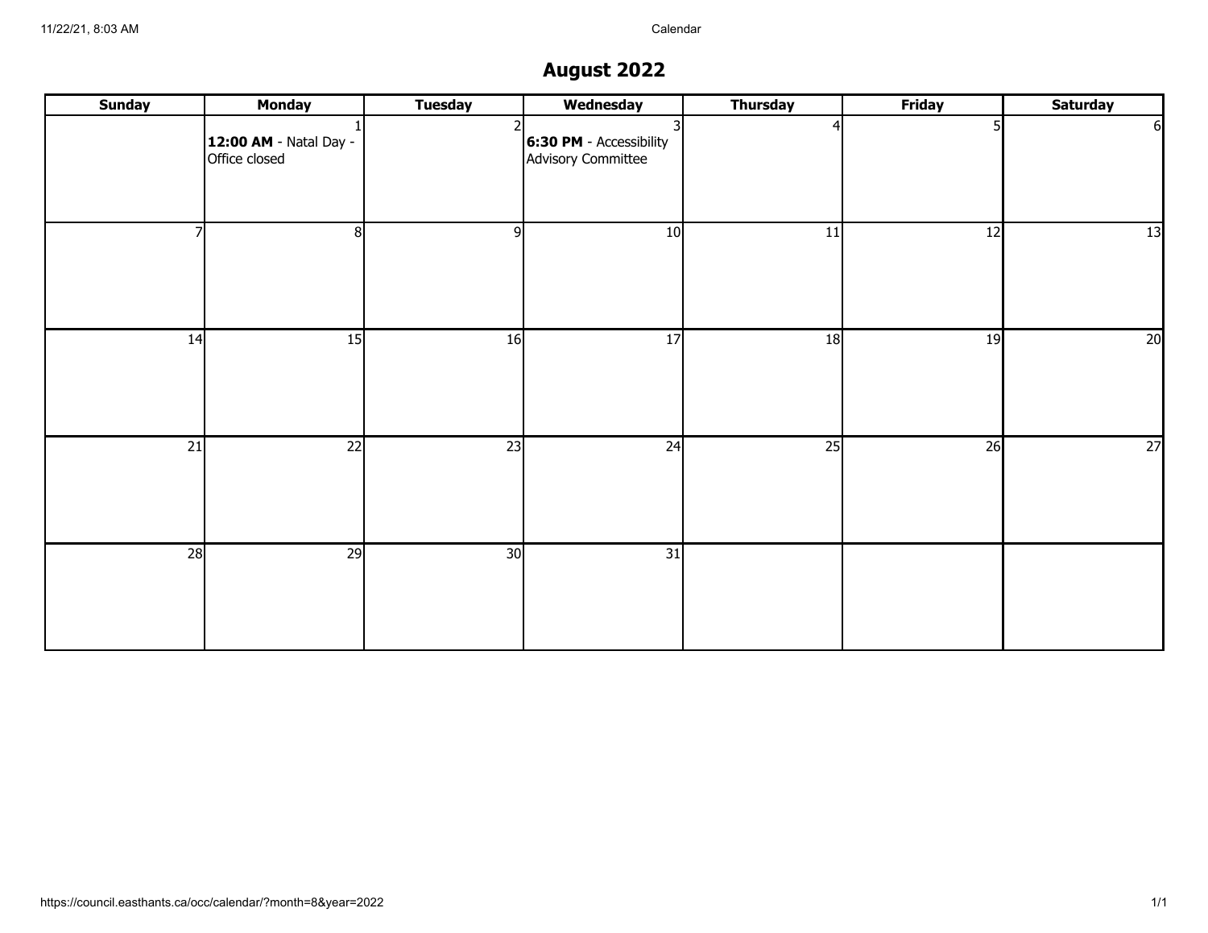# August 2022

| Sunday | Monday | Tuesday | Wednesday | Thursday | Friday | Saturday |
|---|---|---|---|---|---|---|
| | 1 **12:00 AM** - Natal Day - Office closed | 2 | 3 **6:30 PM** - Accessibility Advisory Committee | 4 | 5 | 6 |
| 7 | 8 | 9 | 10 | 11 | 12 | 13 |
| 14 | 15 | 16 | 17 | 18 | 19 | 20 |
| 21 | 22 | 23 | 24 | 25 | 26 | 27 |
| 28 | 29 | 30 | 31 | | | |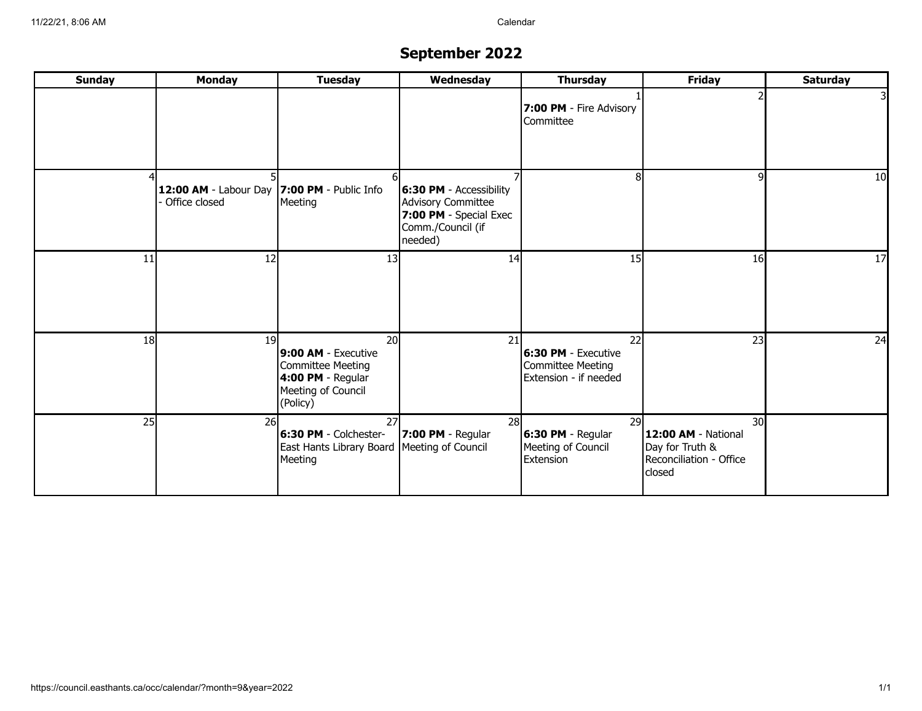# September 2022

| Sunday | Monday | Tuesday | Wednesday | Thursday | Friday | Saturday |
|---|---|---|---|---|---|---|
| | | | | 1<br>**7:00 PM** - Fire Advisory Committee | 2 | 3 |
| 4 | 5<br>**12:00 AM** - Labour Day - Office closed | 6<br>**7:00 PM** - Public Info Meeting | 7<br>**6:30 PM** - Accessibility Advisory Committee<br>**7:00 PM** - Special Exec Comm./Council (if needed) | 8 | 9 | 10 |
| 11 | 12 | 13 | 14 | 15 | 16 | 17 |
| 18 | 19 | 20<br>**9:00 AM** - Executive Committee Meeting<br>**4:00 PM** - Regular Meeting of Council (Policy) | 21 | 22<br>**6:30 PM** - Executive Committee Meeting Extension - if needed | 23 | 24 |
| 25 | 26 | 27<br>**6:30 PM** - Colchester-East Hants Library Board Meeting | 28<br>**7:00 PM** - Regular Meeting of Council | 29<br>**6:30 PM** - Regular Meeting of Council Extension | 30<br>**12:00 AM** - National Day for Truth & Reconciliation - Office closed | |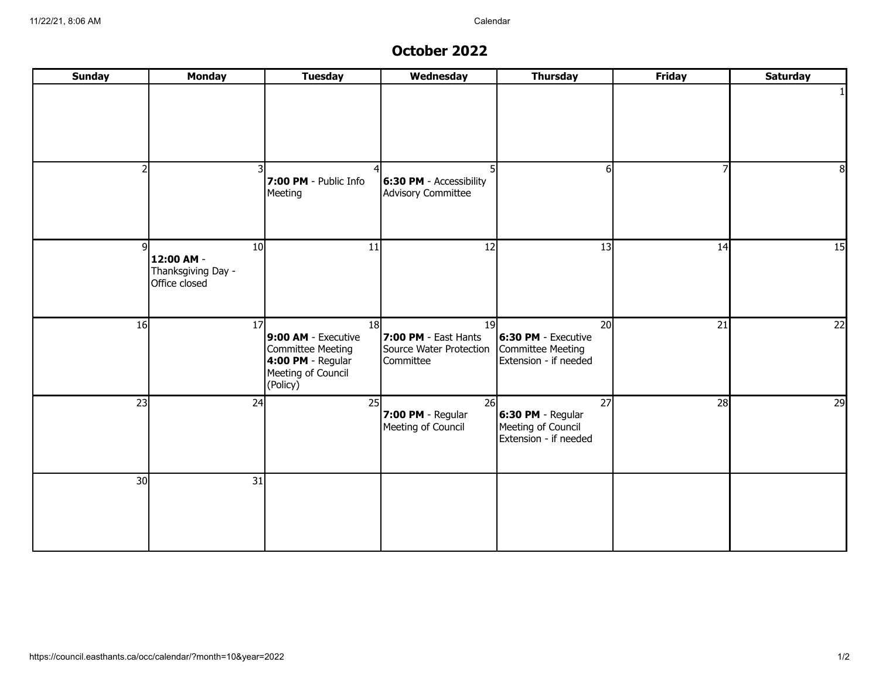# October 2022

| Sunday | Monday | Tuesday | Wednesday | Thursday | Friday | Saturday |
|---|---|---|---|---|---|---|
| | | | | | | 1 |
| 2 | 3 | 4 **7:00 PM** - Public Info Meeting | 5 **6:30 PM** - Accessibility Advisory Committee | 6 | 7 | 8 |
| 9 | 10 **12:00 AM** - Thanksgiving Day - Office closed | 11 | 12 | 13 | 14 | 15 |
| 16 | 17 | 18 **9:00 AM** - Executive Committee Meeting **4:00 PM** - Regular Meeting of Council (Policy) | 19 **7:00 PM** - East Hants Source Water Protection Committee | 20 **6:30 PM** - Executive Committee Meeting Extension - if needed | 21 | 22 |
| 23 | 24 | 25 | 26 **7:00 PM** - Regular Meeting of Council | 27 **6:30 PM** - Regular Meeting of Council Extension - if needed | 28 | 29 |
| 30 | 31 | | | | | |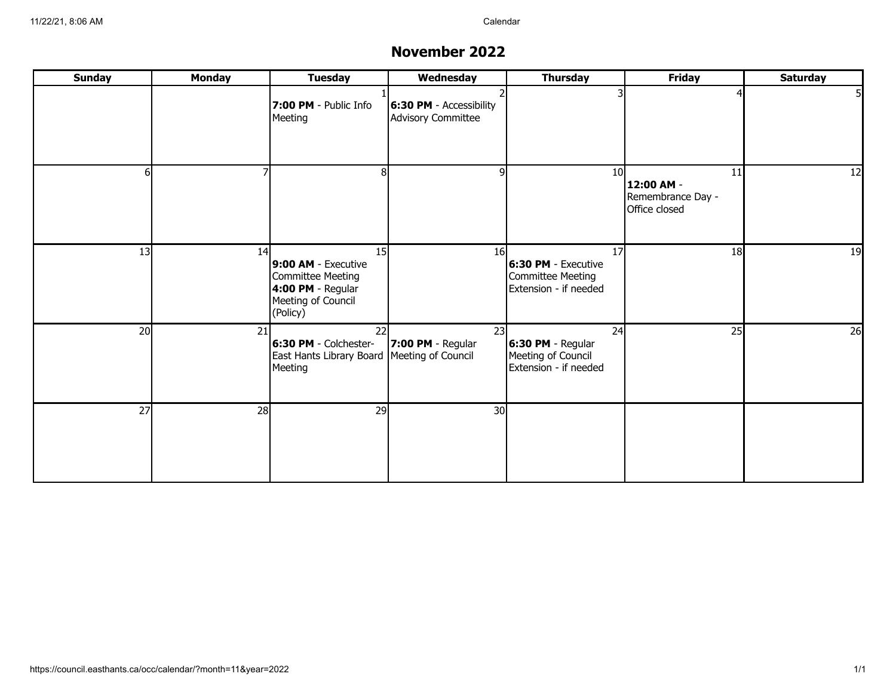# November 2022

| Sunday | Monday | Tuesday | Wednesday | Thursday | Friday | Saturday |
|---|---|---|---|---|---|---|
| | | 1<br>**7:00 PM** - Public Info Meeting | 2<br>**6:30 PM** - Accessibility Advisory Committee | 3 | 4 | 5 |
| 6 | 7 | 8 | 9 | 10 | 11<br>**12:00 AM** - Remembrance Day - Office closed | 12 |
| 13 | 14 | 15<br>**9:00 AM** - Executive Committee Meeting<br>**4:00 PM** - Regular Meeting of Council (Policy) | 16 | 17<br>**6:30 PM** - Executive Committee Meeting Extension - if needed | 18 | 19 |
| 20 | 21 | 22<br>**6:30 PM** - Colchester-East Hants Library Board Meeting | 23<br>**7:00 PM** - Regular Meeting of Council | 24<br>**6:30 PM** - Regular Meeting of Council Extension - if needed | 25 | 26 |
| 27 | 28 | 29 | 30 | | | |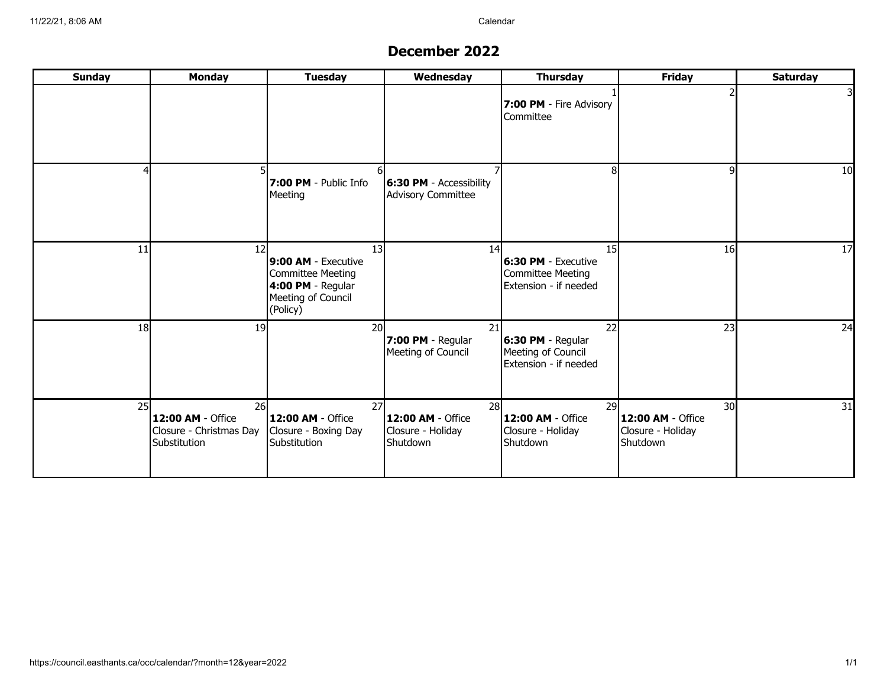# December 2022

| Sunday | Monday | Tuesday | Wednesday | Thursday | Friday | Saturday |
|---|---|---|---|---|---|---|
| | | | | 1<br>**7:00 PM** - Fire Advisory Committee | 2 | 3 |
| 4 | 5 | 6<br>**7:00 PM** - Public Info Meeting | 7<br>**6:30 PM** - Accessibility Advisory Committee | 8 | 9 | 10 |
| 11 | 12 | 13<br>**9:00 AM** - Executive Committee Meeting<br>**4:00 PM** - Regular Meeting of Council (Policy) | 14 | 15<br>**6:30 PM** - Executive Committee Meeting Extension - if needed | 16 | 17 |
| 18 | 19 | 20 | 21<br>**7:00 PM** - Regular Meeting of Council | 22<br>**6:30 PM** - Regular Meeting of Council Extension - if needed | 23 | 24 |
| 25 | 26<br>**12:00 AM** - Office Closure - Christmas Day Substitution | 27<br>**12:00 AM** - Office Closure - Boxing Day Substitution | 28<br>**12:00 AM** - Office Closure - Holiday Shutdown | 29<br>**12:00 AM** - Office Closure - Holiday Shutdown | 30<br>**12:00 AM** - Office Closure - Holiday Shutdown | 31 |